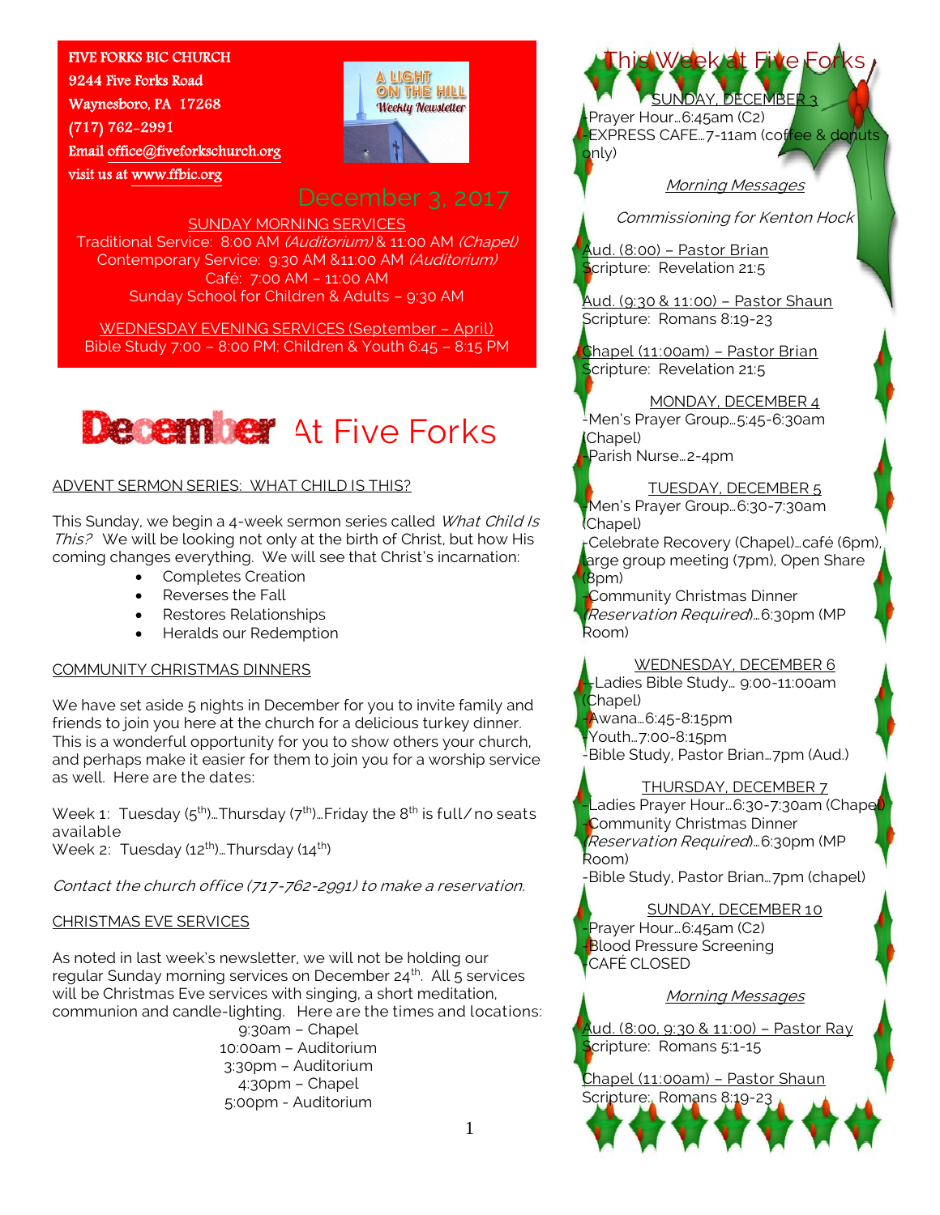FIVE FORKS BIC CHURCH
9244 Five Forks Road
Waynesboro, PA 17268
(717) 762-2991
Email office@fiveforkschurch.org
visit us at www.ffbic.org

A LIGHT ON THE HILL
Weekly Newsletter

December 3, 2017

SUNDAY MORNING SERVICES
Traditional Service: 8:00 AM *(Auditorium)* & 11:00 AM *(Chapel)*
Contemporary Service: 9:30 AM &11:00 AM *(Auditorium)*
Café: 7:00 AM – 11:00 AM
Sunday School for Children & Adults – 9:30 AM

WEDNESDAY EVENING SERVICES (September – April)
Bible Study 7:00 – 8:00 PM; Children & Youth 6:45 – 8:15 PM

# December At Five Forks

## ADVENT SERMON SERIES: WHAT CHILD IS THIS?

This Sunday, we begin a 4-week sermon series called *What Child Is This?* We will be looking not only at the birth of Christ, but how His coming changes everything. We will see that Christ's incarnation:

- Completes Creation
- Reverses the Fall
- Restores Relationships
- Heralds our Redemption

## COMMUNITY CHRISTMAS DINNERS

We have set aside 5 nights in December for you to invite family and friends to join you here at the church for a delicious turkey dinner. This is a wonderful opportunity for you to show others your church, and perhaps make it easier for them to join you for a worship service as well. Here are the dates:

Week 1: Tuesday (5th)…Thursday (7th)…Friday the 8th is full/no seats available
Week 2: Tuesday (12th)…Thursday (14th)

*Contact the church office (717-762-2991) to make a reservation.*

## CHRISTMAS EVE SERVICES

As noted in last week's newsletter, we will not be holding our regular Sunday morning services on December 24th. All 5 services will be Christmas Eve services with singing, a short meditation, communion and candle-lighting. Here are the times and locations:

9:30am – Chapel
10:00am – Auditorium
3:30pm – Auditorium
4:30pm – Chapel
5:00pm - Auditorium

## This Week at Five Forks

SUNDAY, DECEMBER 3
-Prayer Hour…6:45am (C2)
-EXPRESS CAFE…7-11am (coffee & donuts only)

*Morning Messages*

*Commissioning for Kenton Hock*

Aud. (8:00) – Pastor Brian
Scripture: Revelation 21:5

Aud. (9:30 & 11:00) – Pastor Shaun
Scripture: Romans 8:19-23

Chapel (11:00am) – Pastor Brian
Scripture: Revelation 21:5

MONDAY, DECEMBER 4
-Men's Prayer Group…5:45-6:30am (Chapel)
-Parish Nurse…2-4pm

TUESDAY, DECEMBER 5
-Men's Prayer Group…6:30-7:30am (Chapel)
-Celebrate Recovery (Chapel)…café (6pm), large group meeting (7pm), Open Share (8pm)
-Community Christmas Dinner *(Reservation Required)*…6:30pm (MP Room)

WEDNESDAY, DECEMBER 6
-Ladies Bible Study… 9:00-11:00am (Chapel)
-Awana…6:45-8:15pm
-Youth…7:00-8:15pm
-Bible Study, Pastor Brian…7pm (Aud.)

THURSDAY, DECEMBER 7
-Ladies Prayer Hour…6:30-7:30am (Chapel)
-Community Christmas Dinner *(Reservation Required)*…6:30pm (MP Room)
-Bible Study, Pastor Brian…7pm (chapel)

SUNDAY, DECEMBER 10
-Prayer Hour…6:45am (C2)
-Blood Pressure Screening
-CAFÉ CLOSED

*Morning Messages*

Aud. (8:00, 9:30 & 11:00) – Pastor Ray
Scripture: Romans 5:1-15

Chapel (11:00am) – Pastor Shaun
Scripture: Romans 8:19-23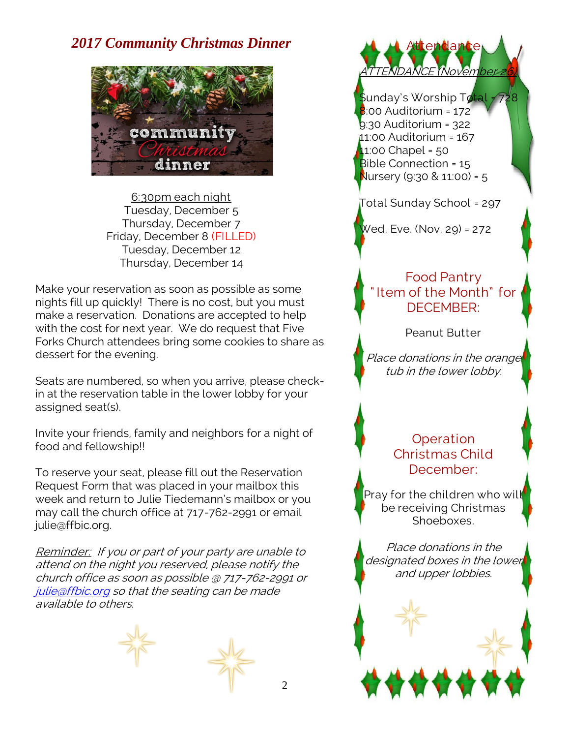## 2017 Community Christmas Dinner

6:30pm each night
Tuesday, December 5
Thursday, December 7
Friday, December 8 (FILLED)
Tuesday, December 12
Thursday, December 14

Make your reservation as soon as possible as some nights fill up quickly! There is no cost, but you must make a reservation. Donations are accepted to help with the cost for next year. We do request that Five Forks Church attendees bring some cookies to share as dessert for the evening.

Seats are numbered, so when you arrive, please check-in at the reservation table in the lower lobby for your assigned seat(s).

Invite your friends, family and neighbors for a night of food and fellowship!!

To reserve your seat, please fill out the Reservation Request Form that was placed in your mailbox this week and return to Julie Tiedemann's mailbox or you may call the church office at 717-762-2991 or email julie@ffbic.org.

*Reminder: If you or part of your party are unable to attend on the night you reserved, please notify the church office as soon as possible @ 717-762-2991 or julie@ffbic.org so that the seating can be made available to others.*

## Attendance

ATTENDANCE (November 26)

Sunday's Worship Total = 728
8:00 Auditorium = 172
9:30 Auditorium = 322
11:00 Auditorium = 167
11:00 Chapel = 50
Bible Connection = 15
Nursery (9:30 & 11:00) = 5

Total Sunday School = 297

Wed. Eve. (Nov. 29) = 272

## Food Pantry "Item of the Month" for DECEMBER:

Peanut Butter

*Place donations in the orange tub in the lower lobby.*

## Operation Christmas Child December:

Pray for the children who will be receiving Christmas Shoeboxes.

*Place donations in the designated boxes in the lower and upper lobbies.*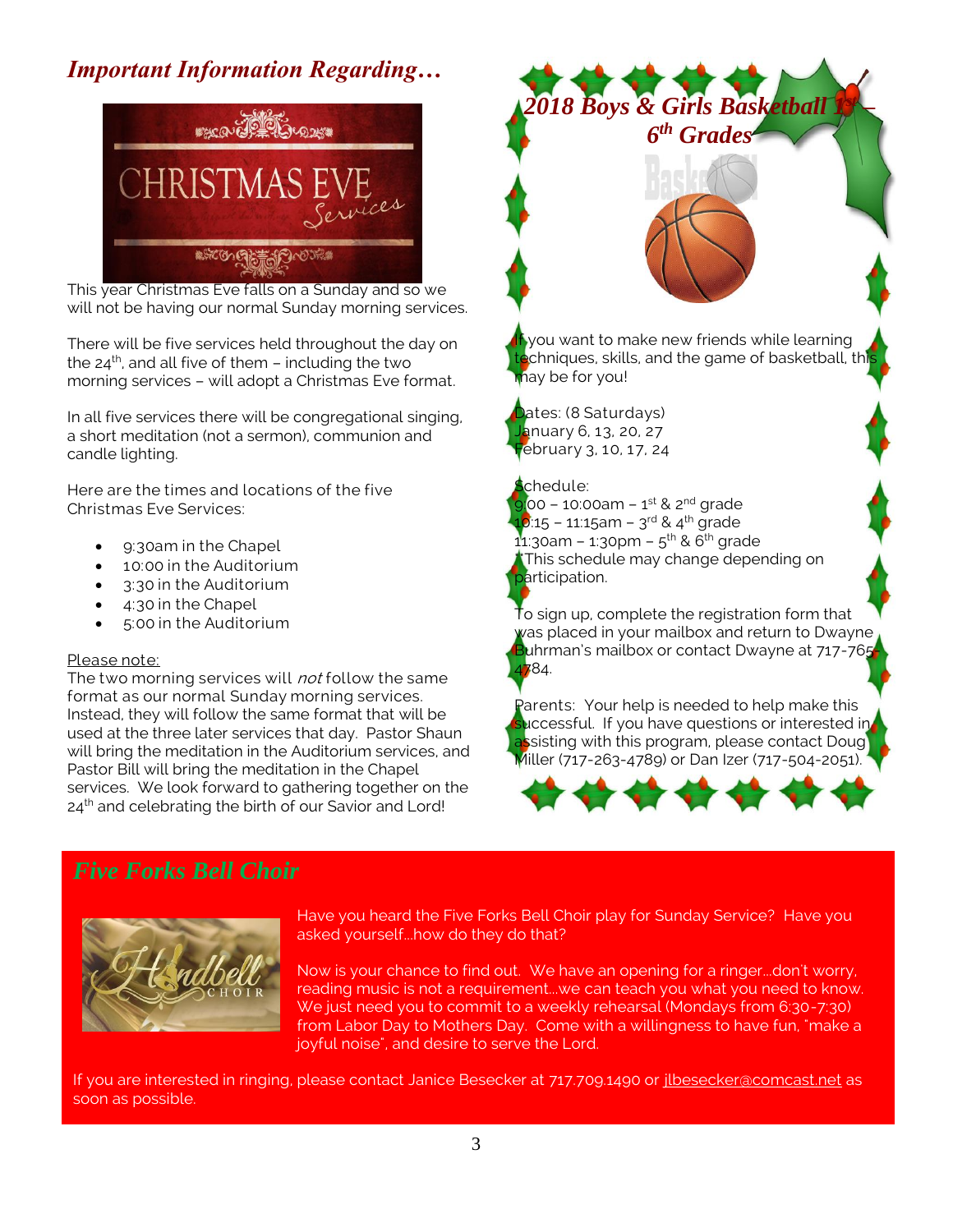## *Important Information Regarding…*

This year Christmas Eve falls on a Sunday and so we will not be having our normal Sunday morning services.

There will be five services held throughout the day on the 24th, and all five of them – including the two morning services – will adopt a Christmas Eve format.

In all five services there will be congregational singing, a short meditation (not a sermon), communion and candle lighting.

Here are the times and locations of the five Christmas Eve Services:

- 9:30am in the Chapel
- 10:00 in the Auditorium
- 3:30 in the Auditorium
- 4:30 in the Chapel
- 5:00 in the Auditorium

Please note:
The two morning services will *not* follow the same format as our normal Sunday morning services. Instead, they will follow the same format that will be used at the three later services that day. Pastor Shaun will bring the meditation in the Auditorium services, and Pastor Bill will bring the meditation in the Chapel services. We look forward to gathering together on the 24th and celebrating the birth of our Savior and Lord!

## *2018 Boys & Girls Basketball 1st – 6th Grades*

If you want to make new friends while learning techniques, skills, and the game of basketball, this may be for you!

Dates: (8 Saturdays)
January 6, 13, 20, 27
February 3, 10, 17, 24

Schedule:
9:00 – 10:00am – 1st & 2nd grade
10:15 – 11:15am – 3rd & 4th grade
11:30am – 1:30pm – 5th & 6th grade
*This schedule may change depending on participation.

To sign up, complete the registration form that was placed in your mailbox and return to Dwayne Buhrman's mailbox or contact Dwayne at 717-765-4784.

Parents: Your help is needed to help make this successful. If you have questions or interested in assisting with this program, please contact Doug Miller (717-263-4789) or Dan Izer (717-504-2051).

## *Five Forks Bell Choir*

Have you heard the Five Forks Bell Choir play for Sunday Service? Have you asked yourself…how do they do that?

Now is your chance to find out. We have an opening for a ringer…don't worry, reading music is not a requirement…we can teach you what you need to know. We just need you to commit to a weekly rehearsal (Mondays from 6:30-7:30) from Labor Day to Mothers Day. Come with a willingness to have fun, "make a joyful noise", and desire to serve the Lord.

If you are interested in ringing, please contact Janice Besecker at 717.709.1490 or jlbesecker@comcast.net as soon as possible.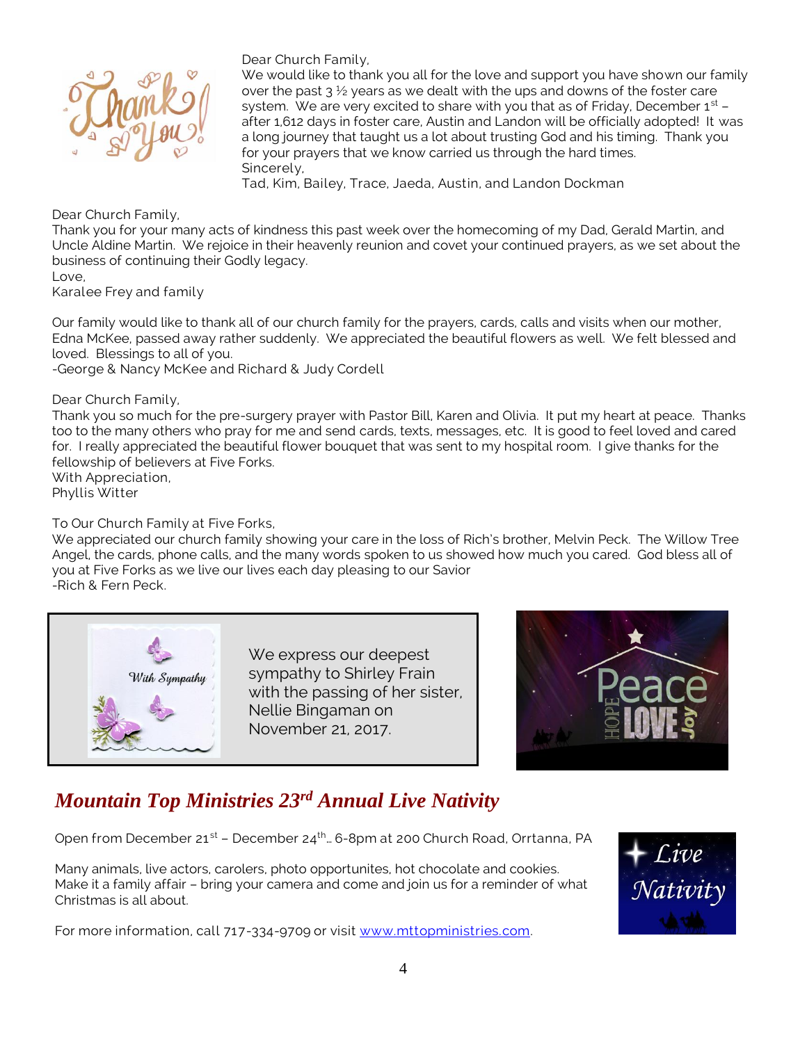Dear Church Family,
We would like to thank you all for the love and support you have shown our family over the past 3 ½ years as we dealt with the ups and downs of the foster care system. We are very excited to share with you that as of Friday, December 1st – after 1,612 days in foster care, Austin and Landon will be officially adopted! It was a long journey that taught us a lot about trusting God and his timing. Thank you for your prayers that we know carried us through the hard times.
Sincerely,
Tad, Kim, Bailey, Trace, Jaeda, Austin, and Landon Dockman

Dear Church Family,
Thank you for your many acts of kindness this past week over the homecoming of my Dad, Gerald Martin, and Uncle Aldine Martin. We rejoice in their heavenly reunion and covet your continued prayers, as we set about the business of continuing their Godly legacy.
Love,
Karalee Frey and family

Our family would like to thank all of our church family for the prayers, cards, calls and visits when our mother, Edna McKee, passed away rather suddenly. We appreciated the beautiful flowers as well. We felt blessed and loved. Blessings to all of you.
-George & Nancy McKee and Richard & Judy Cordell

Dear Church Family,
Thank you so much for the pre-surgery prayer with Pastor Bill, Karen and Olivia. It put my heart at peace. Thanks too to the many others who pray for me and send cards, texts, messages, etc. It is good to feel loved and cared for. I really appreciated the beautiful flower bouquet that was sent to my hospital room. I give thanks for the fellowship of believers at Five Forks.
With Appreciation,
Phyllis Witter

To Our Church Family at Five Forks,
We appreciated our church family showing your care in the loss of Rich's brother, Melvin Peck. The Willow Tree Angel, the cards, phone calls, and the many words spoken to us showed how much you cared. God bless all of you at Five Forks as we live our lives each day pleasing to our Savior
-Rich & Fern Peck.

We express our deepest sympathy to Shirley Frain with the passing of her sister, Nellie Bingaman on November 21, 2017.

## *Mountain Top Ministries 23rd Annual Live Nativity*

Open from December 21st – December 24th… 6-8pm at 200 Church Road, Orrtanna, PA

Many animals, live actors, carolers, photo opportunites, hot chocolate and cookies. Make it a family affair – bring your camera and come and join us for a reminder of what Christmas is all about.

For more information, call 717-334-9709 or visit www.mttopministries.com.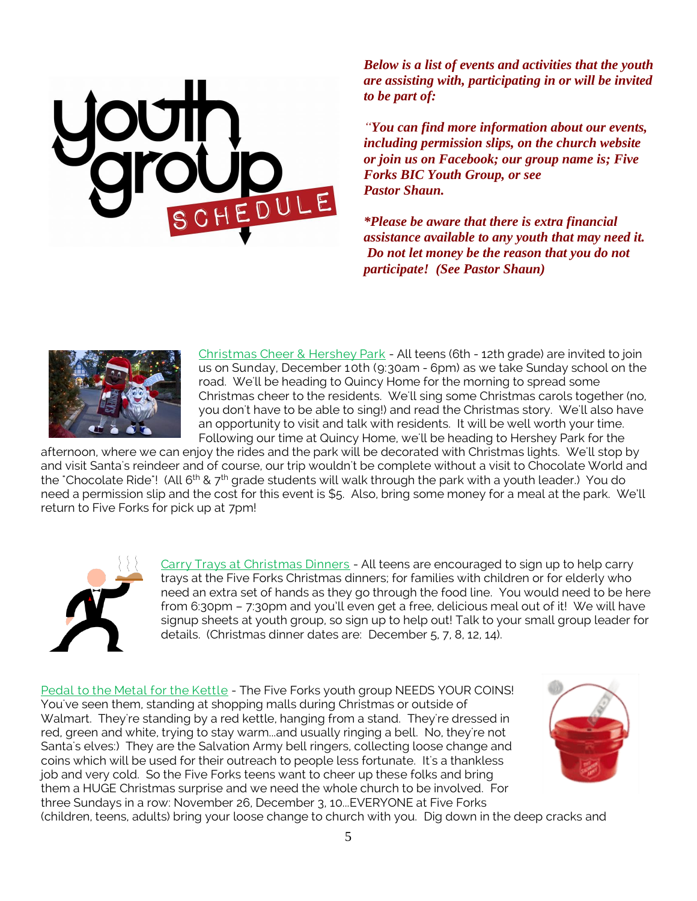*Below is a list of events and activities that the youth are assisting with, participating in or will be invited to be part of:*

*"You can find more information about our events, including permission slips, on the church website or join us on Facebook; our group name is; Five Forks BIC Youth Group, or see Pastor Shaun.*

**Please be aware that there is extra financial assistance available to any youth that may need it. Do not let money be the reason that you do not participate! (See Pastor Shaun)*

Christmas Cheer & Hershey Park - All teens (6th - 12th grade) are invited to join us on Sunday, December 10th (9:30am - 6pm) as we take Sunday school on the road. We'll be heading to Quincy Home for the morning to spread some Christmas cheer to the residents. We'll sing some Christmas carols together (no, you don't have to be able to sing!) and read the Christmas story. We'll also have an opportunity to visit and talk with residents. It will be well worth your time. Following our time at Quincy Home, we'll be heading to Hershey Park for the afternoon, where we can enjoy the rides and the park will be decorated with Christmas lights. We'll stop by and visit Santa's reindeer and of course, our trip wouldn't be complete without a visit to Chocolate World and the "Chocolate Ride"! (All 6th & 7th grade students will walk through the park with a youth leader.) You do need a permission slip and the cost for this event is $5. Also, bring some money for a meal at the park. We'll return to Five Forks for pick up at 7pm!

Carry Trays at Christmas Dinners - All teens are encouraged to sign up to help carry trays at the Five Forks Christmas dinners; for families with children or for elderly who need an extra set of hands as they go through the food line. You would need to be here from 6:30pm – 7:30pm and you'll even get a free, delicious meal out of it! We will have signup sheets at youth group, so sign up to help out! Talk to your small group leader for details. (Christmas dinner dates are: December 5, 7, 8, 12, 14).

Pedal to the Metal for the Kettle - The Five Forks youth group NEEDS YOUR COINS! You've seen them, standing at shopping malls during Christmas or outside of Walmart. They're standing by a red kettle, hanging from a stand. They're dressed in red, green and white, trying to stay warm...and usually ringing a bell. No, they're not Santa's elves:) They are the Salvation Army bell ringers, collecting loose change and coins which will be used for their outreach to people less fortunate. It's a thankless job and very cold. So the Five Forks teens want to cheer up these folks and bring them a HUGE Christmas surprise and we need the whole church to be involved. For three Sundays in a row: November 26, December 3, 10...EVERYONE at Five Forks (children, teens, adults) bring your loose change to church with you. Dig down in the deep cracks and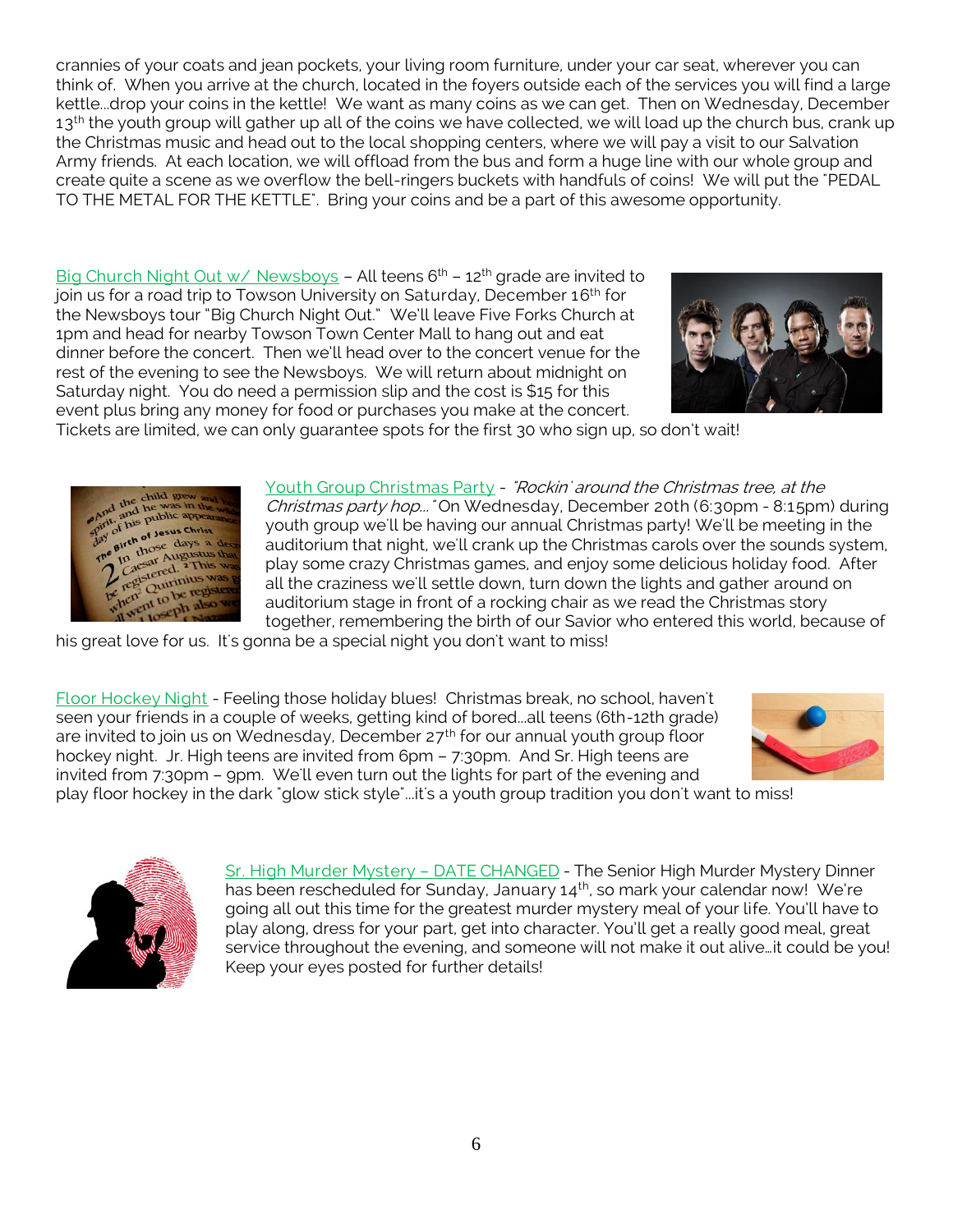crannies of your coats and jean pockets, your living room furniture, under your car seat, wherever you can think of. When you arrive at the church, located in the foyers outside each of the services you will find a large kettle…drop your coins in the kettle! We want as many coins as we can get. Then on Wednesday, December 13th the youth group will gather up all of the coins we have collected, we will load up the church bus, crank up the Christmas music and head out to the local shopping centers, where we will pay a visit to our Salvation Army friends. At each location, we will offload from the bus and form a huge line with our whole group and create quite a scene as we overflow the bell-ringers buckets with handfuls of coins! We will put the "PEDAL TO THE METAL FOR THE KETTLE". Bring your coins and be a part of this awesome opportunity.

Big Church Night Out w/ Newsboys – All teens 6th – 12th grade are invited to join us for a road trip to Towson University on Saturday, December 16th for the Newsboys tour "Big Church Night Out." We'll leave Five Forks Church at 1pm and head for nearby Towson Town Center Mall to hang out and eat dinner before the concert. Then we'll head over to the concert venue for the rest of the evening to see the Newsboys. We will return about midnight on Saturday night. You do need a permission slip and the cost is $15 for this event plus bring any money for food or purchases you make at the concert. Tickets are limited, we can only guarantee spots for the first 30 who sign up, so don't wait!

Youth Group Christmas Party - *"Rockin' around the Christmas tree, at the Christmas party hop…"* On Wednesday, December 20th (6:30pm - 8:15pm) during youth group we'll be having our annual Christmas party! We'll be meeting in the auditorium that night, we'll crank up the Christmas carols over the sounds system, play some crazy Christmas games, and enjoy some delicious holiday food. After all the craziness we'll settle down, turn down the lights and gather around on auditorium stage in front of a rocking chair as we read the Christmas story together, remembering the birth of our Savior who entered this world, because of his great love for us. It's gonna be a special night you don't want to miss!

Floor Hockey Night - Feeling those holiday blues! Christmas break, no school, haven't seen your friends in a couple of weeks, getting kind of bored…all teens (6th-12th grade) are invited to join us on Wednesday, December 27th for our annual youth group floor hockey night. Jr. High teens are invited from 6pm – 7:30pm. And Sr. High teens are invited from 7:30pm – 9pm. We'll even turn out the lights for part of the evening and play floor hockey in the dark "glow stick style"…it's a youth group tradition you don't want to miss!

Sr. High Murder Mystery – DATE CHANGED - The Senior High Murder Mystery Dinner has been rescheduled for Sunday, January 14th, so mark your calendar now! We're going all out this time for the greatest murder mystery meal of your life. You'll have to play along, dress for your part, get into character. You'll get a really good meal, great service throughout the evening, and someone will not make it out alive…it could be you! Keep your eyes posted for further details!